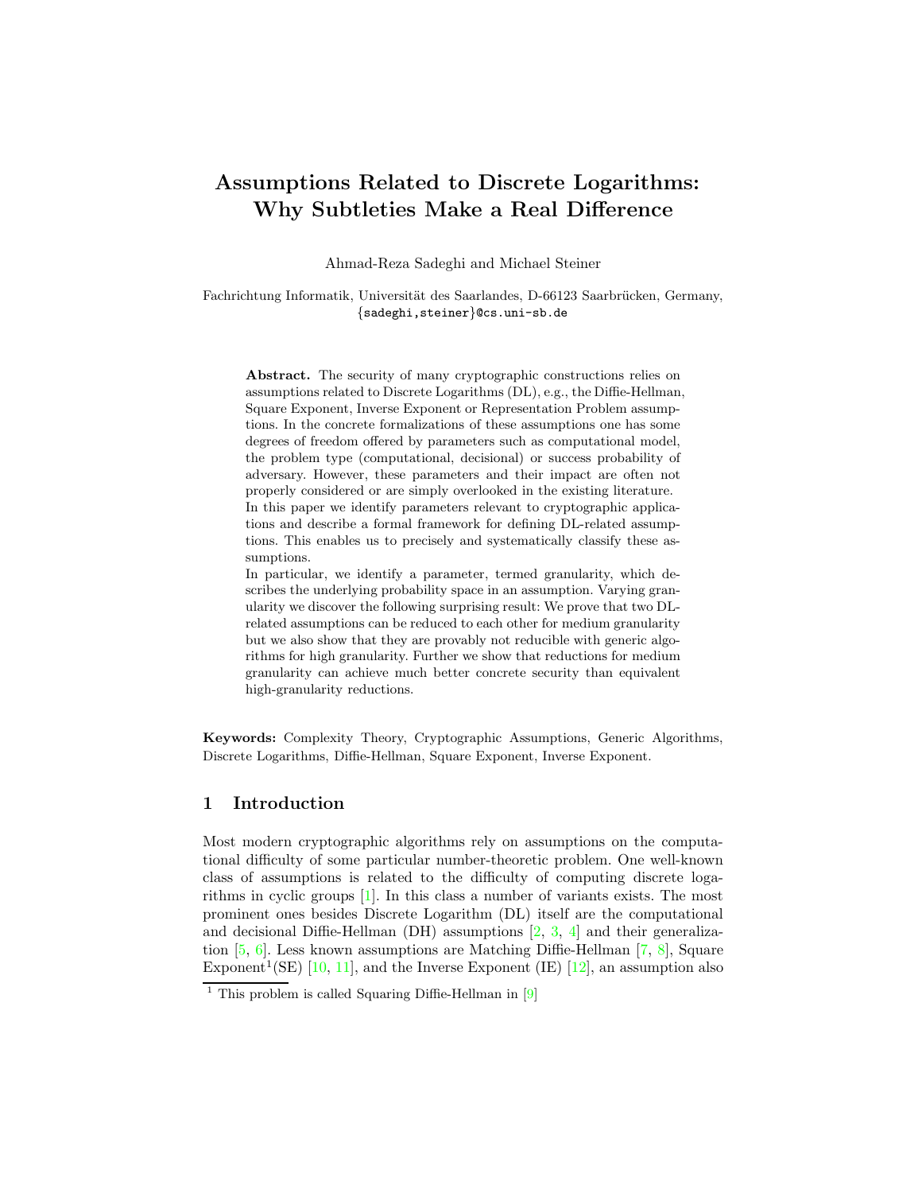# Assumptions Related to Discrete Logarithms: Why Subtleties Make a Real Difference

Ahmad-Reza Sadeghi and Michael Steiner

Fachrichtung Informatik, Universität des Saarlandes, D-66123 Saarbrücken, Germany, {sadeghi,steiner}@cs.uni-sb.de

**Abstract.** The security of many cryptographic constructions relies on assumptions related to Discrete Logarithms (DL), e.g., the Diffie-Hellman, Square Exponent, Inverse Exponent or Representation Problem assumptions. In the concrete formalizations of these assumptions one has some degrees of freedom offered by parameters such as computational model, the problem type (computational, decisional) or success probability of adversary. However, these parameters and their impact are often not properly considered or are simply overlooked in the existing literature.

In this paper we identify parameters relevant to cryptographic applications and describe a formal framework for defining DL-related assumptions. This enables us to precisely and systematically classify these assumptions.

In particular, we identify a parameter, termed granularity, which describes the underlying probability space in an assumption. Varying granularity we discover the following surprising result: We prove that two DL-related assumptions can be reduced to each other for medium granularity but we also show that they are provably not reducible with generic algorithms for high granularity. Further we show that reductions for medium granularity can achieve much better concrete security than equivalent high-granularity reductions.

**Keywords:** Complexity Theory, Cryptographic Assumptions, Generic Algorithms, Discrete Logarithms, Diffie-Hellman, Square Exponent, Inverse Exponent.

## 1 Introduction

Most modern cryptographic algorithms rely on assumptions on the computational difficulty of some particular number-theoretic problem. One well-known class of assumptions is related to the difficulty of computing discrete logarithms in cyclic groups [1]. In this class a number of variants exists. The most prominent ones besides Discrete Logarithm (DL) itself are the computational and decisional Diffie-Hellman (DH) assumptions [2, 3, 4] and their generalization [5, 6]. Less known assumptions are Matching Diffie-Hellman [7, 8], Square Exponent[1](SE) [10, 11], and the Inverse Exponent (IE) [12], an assumption also

[1] This problem is called Squaring Diffie-Hellman in [9]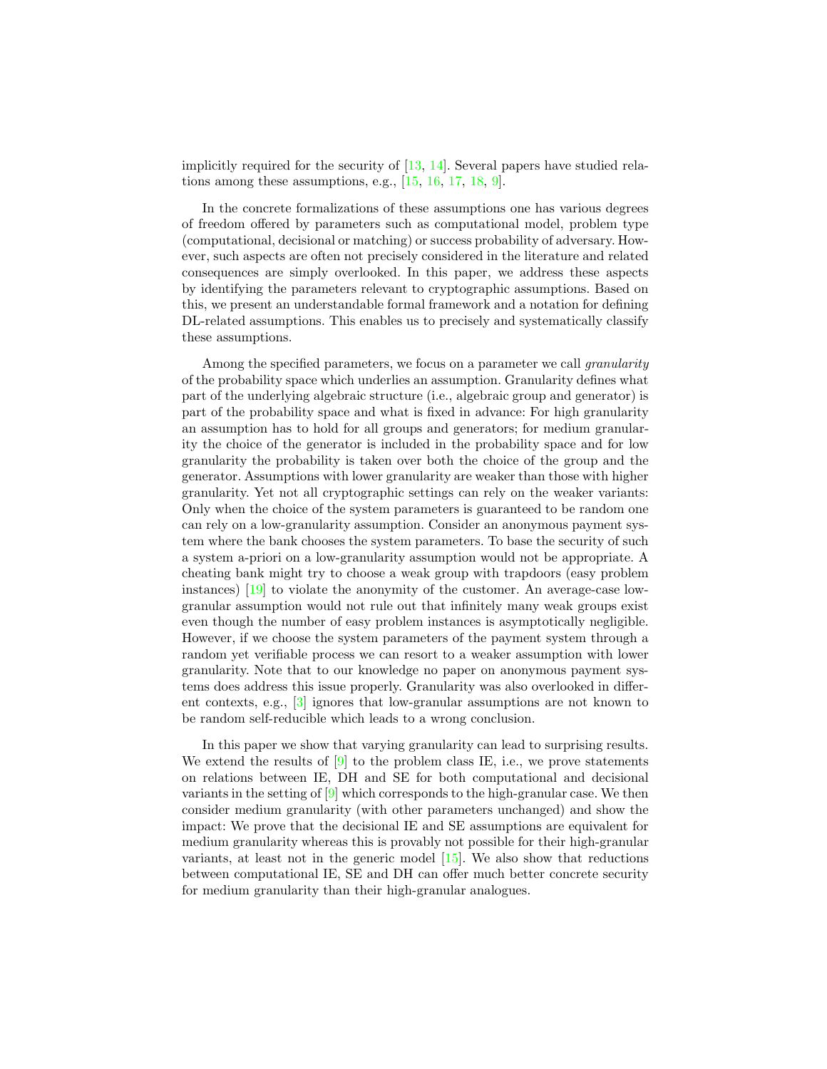implicitly required for the security of [13, 14]. Several papers have studied relations among these assumptions, e.g., [15, 16, 17, 18, 9].

In the concrete formalizations of these assumptions one has various degrees of freedom offered by parameters such as computational model, problem type (computational, decisional or matching) or success probability of adversary. However, such aspects are often not precisely considered in the literature and related consequences are simply overlooked. In this paper, we address these aspects by identifying the parameters relevant to cryptographic assumptions. Based on this, we present an understandable formal framework and a notation for defining DL-related assumptions. This enables us to precisely and systematically classify these assumptions.

Among the specified parameters, we focus on a parameter we call *granularity* of the probability space which underlies an assumption. Granularity defines what part of the underlying algebraic structure (i.e., algebraic group and generator) is part of the probability space and what is fixed in advance: For high granularity an assumption has to hold for all groups and generators; for medium granularity the choice of the generator is included in the probability space and for low granularity the probability is taken over both the choice of the group and the generator. Assumptions with lower granularity are weaker than those with higher granularity. Yet not all cryptographic settings can rely on the weaker variants: Only when the choice of the system parameters is guaranteed to be random one can rely on a low-granularity assumption. Consider an anonymous payment system where the bank chooses the system parameters. To base the security of such a system a-priori on a low-granularity assumption would not be appropriate. A cheating bank might try to choose a weak group with trapdoors (easy problem instances) [19] to violate the anonymity of the customer. An average-case low-granular assumption would not rule out that infinitely many weak groups exist even though the number of easy problem instances is asymptotically negligible. However, if we choose the system parameters of the payment system through a random yet verifiable process we can resort to a weaker assumption with lower granularity. Note that to our knowledge no paper on anonymous payment systems does address this issue properly. Granularity was also overlooked in different contexts, e.g., [3] ignores that low-granular assumptions are not known to be random self-reducible which leads to a wrong conclusion.

In this paper we show that varying granularity can lead to surprising results. We extend the results of [9] to the problem class IE, i.e., we prove statements on relations between IE, DH and SE for both computational and decisional variants in the setting of [9] which corresponds to the high-granular case. We then consider medium granularity (with other parameters unchanged) and show the impact: We prove that the decisional IE and SE assumptions are equivalent for medium granularity whereas this is provably not possible for their high-granular variants, at least not in the generic model [15]. We also show that reductions between computational IE, SE and DH can offer much better concrete security for medium granularity than their high-granular analogues.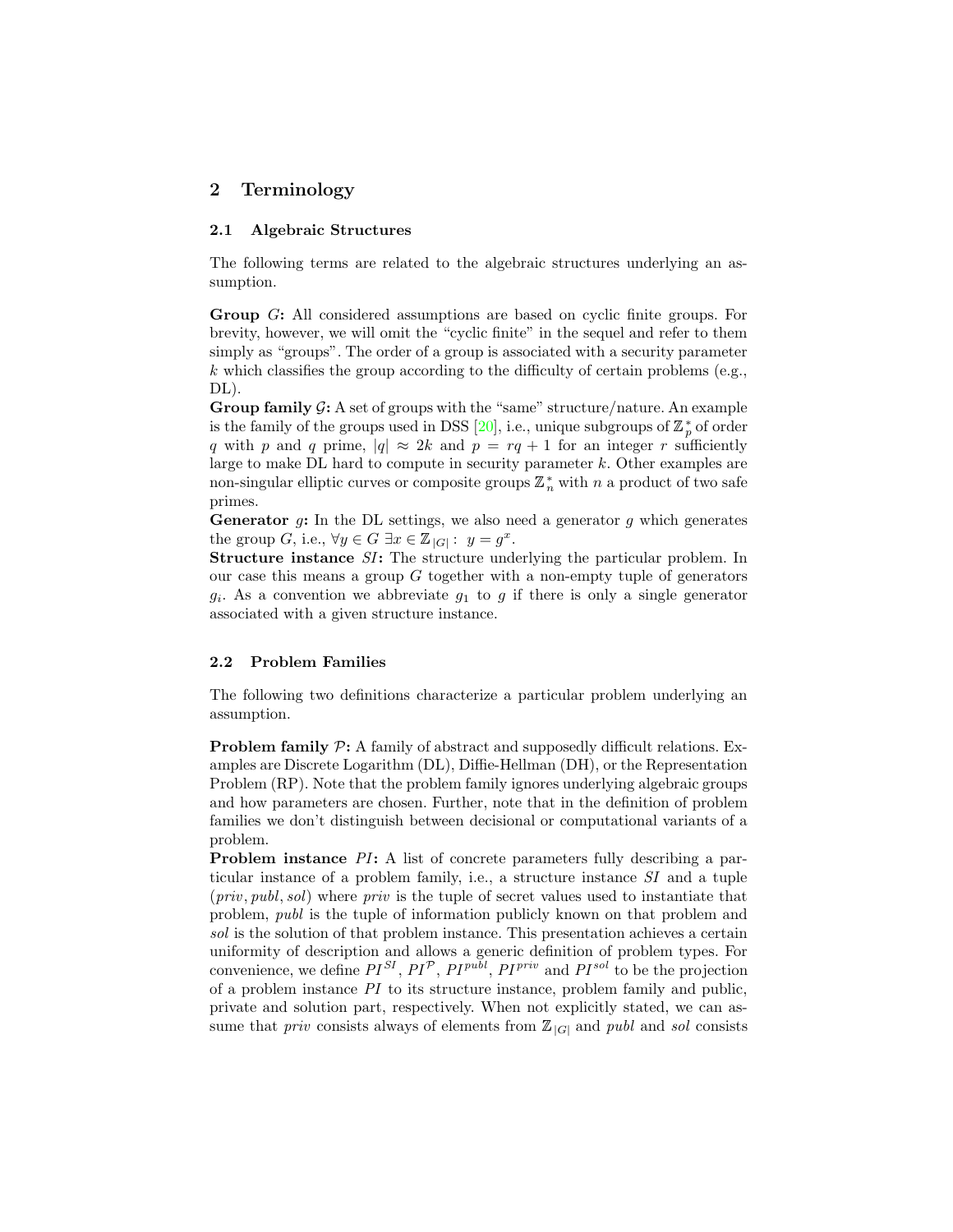## 2 Terminology

### 2.1 Algebraic Structures

The following terms are related to the algebraic structures underlying an assumption.

**Group** $G$**:** All considered assumptions are based on cyclic finite groups. For brevity, however, we will omit the "cyclic finite" in the sequel and refer to them simply as "groups". The order of a group is associated with a security parameter $k$ which classifies the group according to the difficulty of certain problems (e.g., DL).

**Group family** $\mathcal{G}$**:** A set of groups with the "same" structure/nature. An example is the family of the groups used in DSS [20], i.e., unique subgroups of $\mathbb{Z}_p^*$ of order $q$ with $p$ and $q$ prime, $|q| \approx 2k$ and $p = rq + 1$ for an integer $r$ sufficiently large to make DL hard to compute in security parameter $k$. Other examples are non-singular elliptic curves or composite groups $\mathbb{Z}_n^*$ with $n$ a product of two safe primes.

**Generator** $g$**:** In the DL settings, we also need a generator $g$ which generates the group $G$, i.e., $\forall y \in G \; \exists x \in \mathbb{Z}_{|G|} : \; y = g^x$.

**Structure instance** $SI$**:** The structure underlying the particular problem. In our case this means a group $G$ together with a non-empty tuple of generators $g_i$. As a convention we abbreviate $g_1$ to $g$ if there is only a single generator associated with a given structure instance.

### 2.2 Problem Families

The following two definitions characterize a particular problem underlying an assumption.

**Problem family** $\mathcal{P}$**:** A family of abstract and supposedly difficult relations. Examples are Discrete Logarithm (DL), Diffie-Hellman (DH), or the Representation Problem (RP). Note that the problem family ignores underlying algebraic groups and how parameters are chosen. Further, note that in the definition of problem families we don't distinguish between decisional or computational variants of a problem.

**Problem instance** $PI$**:** A list of concrete parameters fully describing a particular instance of a problem family, i.e., a structure instance $SI$ and a tuple $(priv, publ, sol)$ where $priv$ is the tuple of secret values used to instantiate that problem, $publ$ is the tuple of information publicly known on that problem and $sol$ is the solution of that problem instance. This presentation achieves a certain uniformity of description and allows a generic definition of problem types. For convenience, we define $PI^{SI}$, $PI^{\mathcal{P}}$, $PI^{publ}$, $PI^{priv}$ and $PI^{sol}$ to be the projection of a problem instance $PI$ to its structure instance, problem family and public, private and solution part, respectively. When not explicitly stated, we can assume that $priv$ consists always of elements from $\mathbb{Z}_{|G|}$ and $publ$ and $sol$ consists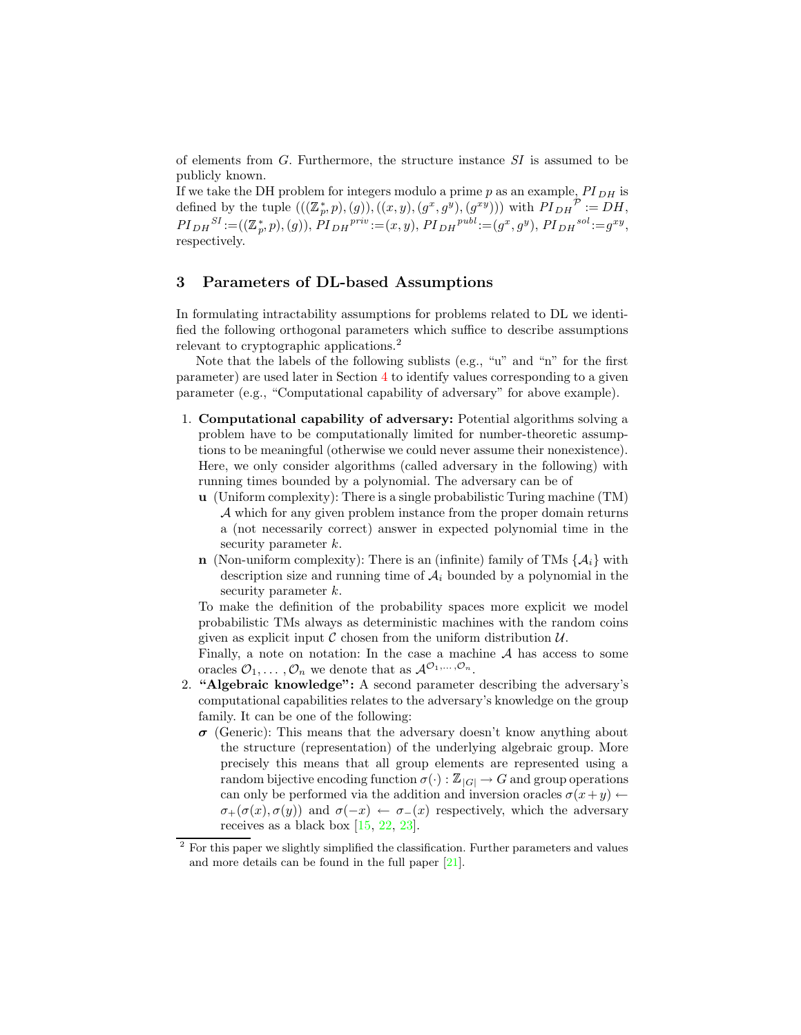of elements from $G$. Furthermore, the structure instance $SI$ is assumed to be publicly known.
If we take the DH problem for integers modulo a prime $p$ as an example, $PI_{DH}$ is defined by the tuple $(((\mathbb{Z}_p^*, p), (g)), ((x, y), (g^x, g^y), (g^{xy})))$ with $PI_{DH}{}^{\mathcal{P}} := DH$, $PI_{DH}{}^{SI} := ((\mathbb{Z}_p^*, p), (g))$, $PI_{DH}{}^{priv} := (x, y)$, $PI_{DH}{}^{publ} := (g^x, g^y)$, $PI_{DH}{}^{sol} := g^{xy}$, respectively.

## 3 Parameters of DL-based Assumptions

In formulating intractability assumptions for problems related to DL we identified the following orthogonal parameters which suffice to describe assumptions relevant to cryptographic applications.[2]

Note that the labels of the following sublists (e.g., "u" and "n" for the first parameter) are used later in Section 4 to identify values corresponding to a given parameter (e.g., "Computational capability of adversary" for above example).

1. **Computational capability of adversary:** Potential algorithms solving a problem have to be computationally limited for number-theoretic assumptions to be meaningful (otherwise we could never assume their nonexistence). Here, we only consider algorithms (called adversary in the following) with running times bounded by a polynomial. The adversary can be of
   - **u** (Uniform complexity): There is a single probabilistic Turing machine (TM) $\mathcal{A}$ which for any given problem instance from the proper domain returns a (not necessarily correct) answer in expected polynomial time in the security parameter $k$.
   - **n** (Non-uniform complexity): There is an (infinite) family of TMs $\{\mathcal{A}_i\}$ with description size and running time of $\mathcal{A}_i$ bounded by a polynomial in the security parameter $k$.

   To make the definition of the probability spaces more explicit we model probabilistic TMs always as deterministic machines with the random coins given as explicit input $\mathcal{C}$ chosen from the uniform distribution $\mathcal{U}$.
   Finally, a note on notation: In the case a machine $\mathcal{A}$ has access to some oracles $\mathcal{O}_1, \ldots, \mathcal{O}_n$ we denote that as $\mathcal{A}^{\mathcal{O}_1, \ldots, \mathcal{O}_n}$.
2. **"Algebraic knowledge":** A second parameter describing the adversary's computational capabilities relates to the adversary's knowledge on the group family. It can be one of the following:
   - $\boldsymbol{\sigma}$ (Generic): This means that the adversary doesn't know anything about the structure (representation) of the underlying algebraic group. More precisely this means that all group elements are represented using a random bijective encoding function $\sigma(\cdot) : \mathbb{Z}_{|G|} \rightarrow G$ and group operations can only be performed via the addition and inversion oracles $\sigma(x+y) \leftarrow \sigma_+(\sigma(x), \sigma(y))$ and $\sigma(-x) \leftarrow \sigma_-(x)$ respectively, which the adversary receives as a black box [15, 22, 23].

[2] For this paper we slightly simplified the classification. Further parameters and values and more details can be found in the full paper [21].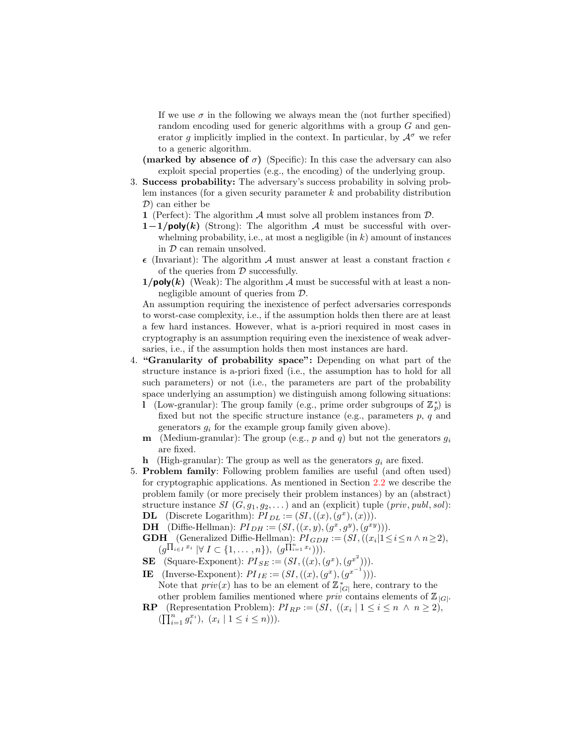If we use $\sigma$ in the following we always mean the (not further specified) random encoding used for generic algorithms with a group $G$ and generator $g$ implicitly implied in the context. In particular, by $\mathcal{A}^\sigma$ we refer to a generic algorithm.

**(marked by absence of $\sigma$)** (Specific): In this case the adversary can also exploit special properties (e.g., the encoding) of the underlying group.

3. **Success probability:** The adversary's success probability in solving problem instances (for a given security parameter $k$ and probability distribution $\mathcal{D}$) can either be
   - **1** (Perfect): The algorithm $\mathcal{A}$ must solve all problem instances from $\mathcal{D}$.
   - $\mathbf{1-1/\mathsf{poly}(k)}$ (Strong): The algorithm $\mathcal{A}$ must be successful with overwhelming probability, i.e., at most a negligible (in $k$) amount of instances in $\mathcal{D}$ can remain unsolved.
   - $\boldsymbol{\epsilon}$ (Invariant): The algorithm $\mathcal{A}$ must answer at least a constant fraction $\epsilon$ of the queries from $\mathcal{D}$ successfully.
   - $\mathbf{1/\mathsf{poly}(k)}$ (Weak): The algorithm $\mathcal{A}$ must be successful with at least a non-negligible amount of queries from $\mathcal{D}$.

   An assumption requiring the inexistence of perfect adversaries corresponds to worst-case complexity, i.e., if the assumption holds then there are at least a few hard instances. However, what is a-priori required in most cases in cryptography is an assumption requiring even the inexistence of weak adversaries, i.e., if the assumption holds then most instances are hard.

4. **"Granularity of probability space":** Depending on what part of the structure instance is a-priori fixed (i.e., the assumption has to hold for all such parameters) or not (i.e., the parameters are part of the probability space underlying an assumption) we distinguish among following situations:
   - **l** (Low-granular): The group family (e.g., prime order subgroups of $\mathbb{Z}_p^*$) is fixed but not the specific structure instance (e.g., parameters $p$, $q$ and generators $g_i$ for the example group family given above).
   - **m** (Medium-granular): The group (e.g., $p$ and $q$) but not the generators $g_i$ are fixed.
   - **h** (High-granular): The group as well as the generators $g_i$ are fixed.

5. **Problem family**: Following problem families are useful (and often used) for cryptographic applications. As mentioned in Section 2.2 we describe the problem family (or more precisely their problem instances) by an (abstract) structure instance $SI$ $(G, g_1, g_2, \dots)$ and an (explicit) tuple $(priv, publ, sol)$:
   - **DL** (Discrete Logarithm): $PI_{DL} := (SI, ((x), (g^x), (x)))$.
   - **DH** (Diffie-Hellman): $PI_{DH} := (SI, ((x, y), (g^x, g^y), (g^{xy})))$.
   - **GDH** (Generalized Diffie-Hellman): $PI_{GDH} := (SI, ((x_i | 1 \le i \le n \wedge n \ge 2), (g^{\prod_{i \in I} x_i} | \forall\ I \subset \{1, \dots, n\}),\ (g^{\prod_{i=1}^n x_i})))$.
   - **SE** (Square-Exponent): $PI_{SE} := (SI, ((x), (g^x), (g^{x^2})))$.
   - **IE** (Inverse-Exponent): $PI_{IE} := (SI, ((x), (g^x), (g^{x^{-1}})))$.
     Note that $priv(x)$ has to be an element of $\mathbb{Z}^*_{|G|}$ here, contrary to the other problem families mentioned where $priv$ contains elements of $\mathbb{Z}_{|G|}$.
   - **RP** (Representation Problem): $PI_{RP} := (SI,\ ((x_i \mid 1 \le i \le n \ \wedge\ n \ge 2), (\prod_{i=1}^n g_i^{x_i}),\ (x_i \mid 1 \le i \le n)))$.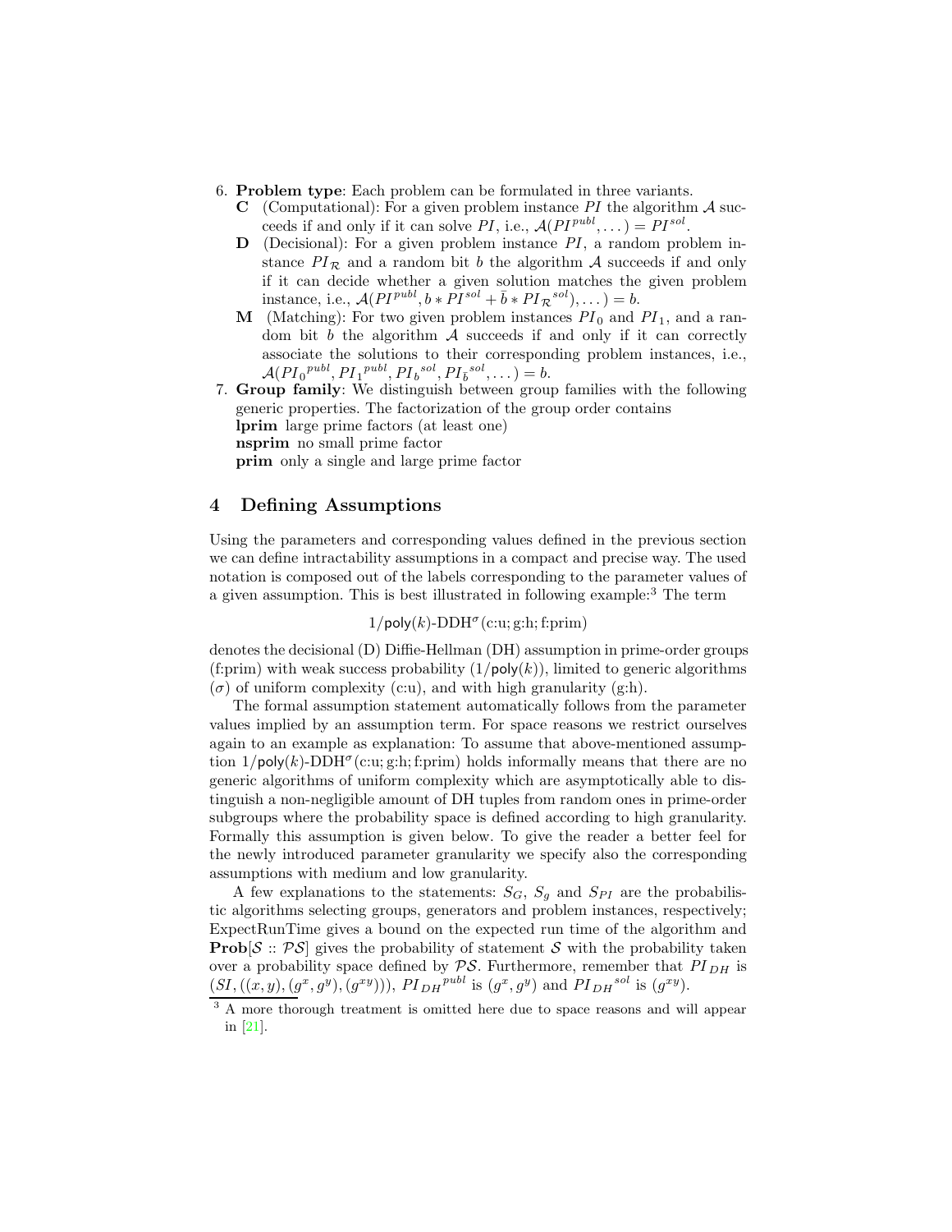6. **Problem type**: Each problem can be formulated in three variants.
   **C** (Computational): For a given problem instance $PI$ the algorithm $\mathcal{A}$ succeeds if and only if it can solve $PI$, i.e., $\mathcal{A}(PI^{publ}, \dots) = PI^{sol}$.
   **D** (Decisional): For a given problem instance $PI$, a random problem instance $PI_{\mathcal{R}}$ and a random bit $b$ the algorithm $\mathcal{A}$ succeeds if and only if it can decide whether a given solution matches the given problem instance, i.e., $\mathcal{A}(PI^{publ}, b * PI^{sol} + \bar{b} * PI_{\mathcal{R}}{}^{sol}), \dots) = b$.
   **M** (Matching): For two given problem instances $PI_0$ and $PI_1$, and a random bit $b$ the algorithm $\mathcal{A}$ succeeds if and only if it can correctly associate the solutions to their corresponding problem instances, i.e., $\mathcal{A}(PI_0{}^{publ}, PI_1{}^{publ}, PI_b{}^{sol}, PI_{\bar{b}}{}^{sol}, \dots) = b$.
7. **Group family**: We distinguish between group families with the following generic properties. The factorization of the group order contains
   **lprim** large prime factors (at least one)
   **nsprim** no small prime factor
   **prim** only a single and large prime factor

## 4 Defining Assumptions

Using the parameters and corresponding values defined in the previous section we can define intractability assumptions in a compact and precise way. The used notation is composed out of the labels corresponding to the parameter values of a given assumption. This is best illustrated in following example:[3] The term

$$1/\mathsf{poly}(k)\text{-DDH}^{\sigma}(\text{c:u; g:h; f:prim})$$

denotes the decisional (D) Diffie-Hellman (DH) assumption in prime-order groups (f:prim) with weak success probability ($1/\mathsf{poly}(k)$), limited to generic algorithms ($\sigma$) of uniform complexity (c:u), and with high granularity (g:h).

The formal assumption statement automatically follows from the parameter values implied by an assumption term. For space reasons we restrict ourselves again to an example as explanation: To assume that above-mentioned assumption $1/\mathsf{poly}(k)\text{-DDH}^{\sigma}(\text{c:u; g:h; f:prim})$ holds informally means that there are no generic algorithms of uniform complexity which are asymptotically able to distinguish a non-negligible amount of DH tuples from random ones in prime-order subgroups where the probability space is defined according to high granularity. Formally this assumption is given below. To give the reader a better feel for the newly introduced parameter granularity we specify also the corresponding assumptions with medium and low granularity.

A few explanations to the statements: $S_G$, $S_g$ and $S_{PI}$ are the probabilistic algorithms selecting groups, generators and problem instances, respectively; ExpectRunTime gives a bound on the expected run time of the algorithm and $\mathbf{Prob}[\mathcal{S} :: \mathcal{PS}]$ gives the probability of statement $\mathcal{S}$ with the probability taken over a probability space defined by $\mathcal{PS}$. Furthermore, remember that $PI_{DH}$ is $(SI, ((x, y), (g^x, g^y), (g^{xy})))$, $PI_{DH}{}^{publ}$ is $(g^x, g^y)$ and $PI_{DH}{}^{sol}$ is $(g^{xy})$.

[3] A more thorough treatment is omitted here due to space reasons and will appear in [21].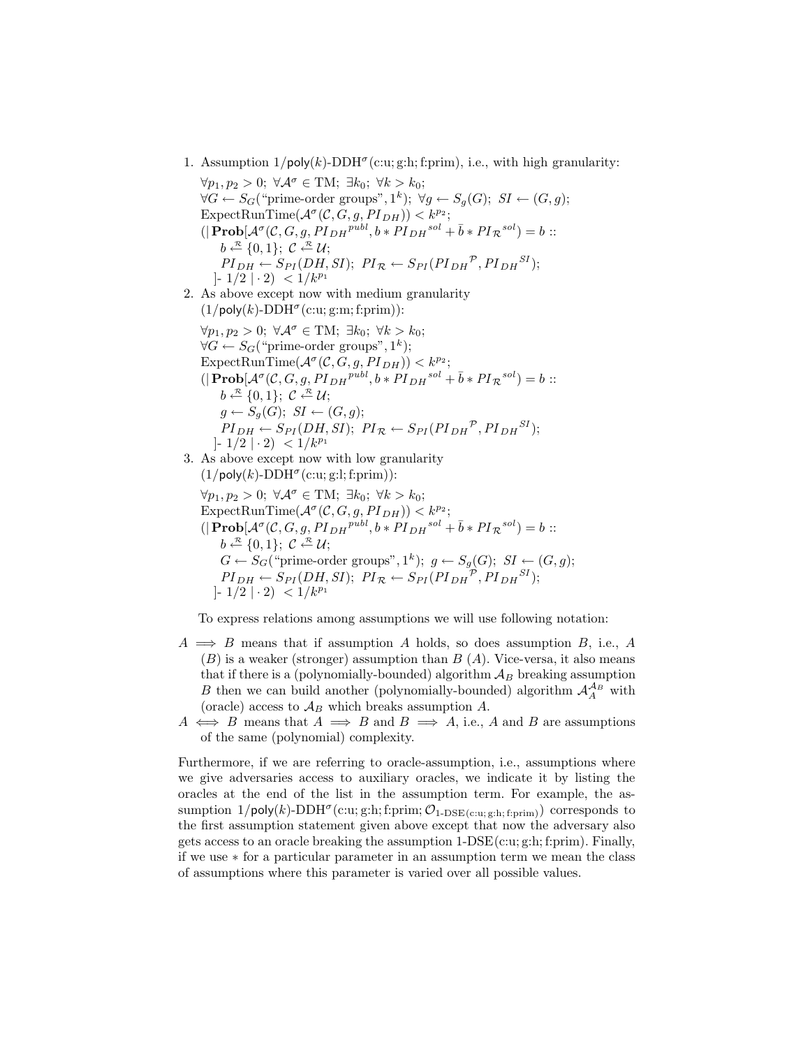1. Assumption $1/\mathsf{poly}(k)$-DDH$^\sigma$(c:u; g:h; f:prim), i.e., with high granularity:

   $\forall p_1, p_2 > 0;\ \forall \mathcal{A}^\sigma \in \text{TM};\ \exists k_0;\ \forall k > k_0;$
   $\forall G \leftarrow S_G(\text{"prime-order groups"}, 1^k);\ \forall g \leftarrow S_g(G);\ SI \leftarrow (G, g);$
   $\text{ExpectRunTime}(\mathcal{A}^\sigma(\mathcal{C}, G, g, PI_{DH})) < k^{p_2};$
   $(|\,\mathbf{Prob}[\mathcal{A}^\sigma(\mathcal{C}, G, g, {PI_{DH}}^{publ}, b * {PI_{DH}}^{sol} + \bar{b} * {PI_{\mathcal{R}}}^{sol}) = b ::$
   $\quad b \stackrel{\mathcal{R}}{\leftarrow} \{0,1\};\ \mathcal{C} \stackrel{\mathcal{R}}{\leftarrow} \mathcal{U};$
   $\quad PI_{DH} \leftarrow S_{PI}(DH, SI);\ PI_{\mathcal{R}} \leftarrow S_{PI}({PI_{DH}}^{\mathcal{P}}, {PI_{DH}}^{SI});$
   $\quad ]\text{-}\ 1/2\ | \cdot 2)\ < 1/k^{p_1}$

2. As above except now with medium granularity ($1/\mathsf{poly}(k)$-DDH$^\sigma$(c:u; g:m; f:prim)):

   $\forall p_1, p_2 > 0;\ \forall \mathcal{A}^\sigma \in \text{TM};\ \exists k_0;\ \forall k > k_0;$
   $\forall G \leftarrow S_G(\text{"prime-order groups"}, 1^k);$
   $\text{ExpectRunTime}(\mathcal{A}^\sigma(\mathcal{C}, G, g, PI_{DH})) < k^{p_2};$
   $(|\,\mathbf{Prob}[\mathcal{A}^\sigma(\mathcal{C}, G, g, {PI_{DH}}^{publ}, b * {PI_{DH}}^{sol} + \bar{b} * {PI_{\mathcal{R}}}^{sol}) = b ::$
   $\quad b \stackrel{\mathcal{R}}{\leftarrow} \{0,1\};\ \mathcal{C} \stackrel{\mathcal{R}}{\leftarrow} \mathcal{U};$
   $\quad g \leftarrow S_g(G);\ SI \leftarrow (G, g);$
   $\quad PI_{DH} \leftarrow S_{PI}(DH, SI);\ PI_{\mathcal{R}} \leftarrow S_{PI}({PI_{DH}}^{\mathcal{P}}, {PI_{DH}}^{SI});$
   $\quad ]\text{-}\ 1/2\ | \cdot 2)\ < 1/k^{p_1}$

3. As above except now with low granularity ($1/\mathsf{poly}(k)$-DDH$^\sigma$(c:u; g:l; f:prim)):

   $\forall p_1, p_2 > 0;\ \forall \mathcal{A}^\sigma \in \text{TM};\ \exists k_0;\ \forall k > k_0;$
   $\text{ExpectRunTime}(\mathcal{A}^\sigma(\mathcal{C}, G, g, PI_{DH})) < k^{p_2};$
   $(|\,\mathbf{Prob}[\mathcal{A}^\sigma(\mathcal{C}, G, g, {PI_{DH}}^{publ}, b * {PI_{DH}}^{sol} + \bar{b} * {PI_{\mathcal{R}}}^{sol}) = b ::$
   $\quad b \stackrel{\mathcal{R}}{\leftarrow} \{0,1\};\ \mathcal{C} \stackrel{\mathcal{R}}{\leftarrow} \mathcal{U};$
   $\quad G \leftarrow S_G(\text{"prime-order groups"}, 1^k);\ g \leftarrow S_g(G);\ SI \leftarrow (G, g);$
   $\quad PI_{DH} \leftarrow S_{PI}(DH, SI);\ PI_{\mathcal{R}} \leftarrow S_{PI}({PI_{DH}}^{\mathcal{P}}, {PI_{DH}}^{SI});$
   $\quad ]\text{-}\ 1/2\ | \cdot 2)\ < 1/k^{p_1}$

To express relations among assumptions we will use following notation:

$A \implies B$ means that if assumption $A$ holds, so does assumption $B$, i.e., $A$ ($B$) is a weaker (stronger) assumption than $B$ ($A$). Vice-versa, it also means that if there is a (polynomially-bounded) algorithm $\mathcal{A}_B$ breaking assumption $B$ then we can build another (polynomially-bounded) algorithm $\mathcal{A}_A^{\mathcal{A}_B}$ with (oracle) access to $\mathcal{A}_B$ which breaks assumption $A$.

$A \iff B$ means that $A \implies B$ and $B \implies A$, i.e., $A$ and $B$ are assumptions of the same (polynomial) complexity.

Furthermore, if we are referring to oracle-assumption, i.e., assumptions where we give adversaries access to auxiliary oracles, we indicate it by listing the oracles at the end of the list in the assumption term. For example, the assumption $1/\mathsf{poly}(k)$-DDH$^\sigma$(c:u; g:h; f:prim; $\mathcal{O}_{1\text{-DSE(c:u; g:h; f:prim)}}$) corresponds to the first assumption statement given above except that now the adversary also gets access to an oracle breaking the assumption 1-DSE(c:u; g:h; f:prim). Finally, if we use $*$ for a particular parameter in an assumption term we mean the class of assumptions where this parameter is varied over all possible values.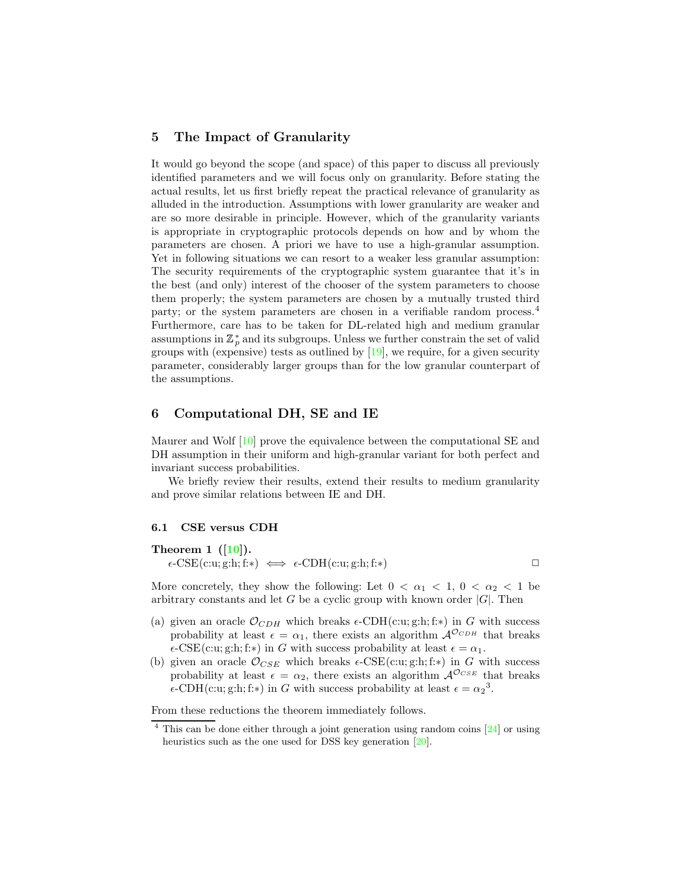## 5 The Impact of Granularity

It would go beyond the scope (and space) of this paper to discuss all previously identified parameters and we will focus only on granularity. Before stating the actual results, let us first briefly repeat the practical relevance of granularity as alluded in the introduction. Assumptions with lower granularity are weaker and are so more desirable in principle. However, which of the granularity variants is appropriate in cryptographic protocols depends on how and by whom the parameters are chosen. A priori we have to use a high-granular assumption. Yet in following situations we can resort to a weaker less granular assumption: The security requirements of the cryptographic system guarantee that it's in the best (and only) interest of the chooser of the system parameters to choose them properly; the system parameters are chosen by a mutually trusted third party; or the system parameters are chosen in a verifiable random process.[4] Furthermore, care has to be taken for DL-related high and medium granular assumptions in $\mathbb{Z}_p^*$ and its subgroups. Unless we further constrain the set of valid groups with (expensive) tests as outlined by [19], we require, for a given security parameter, considerably larger groups than for the low granular counterpart of the assumptions.

## 6 Computational DH, SE and IE

Maurer and Wolf [10] prove the equivalence between the computational SE and DH assumption in their uniform and high-granular variant for both perfect and invariant success probabilities.

We briefly review their results, extend their results to medium granularity and prove similar relations between IE and DH.

### 6.1 CSE versus CDH

**Theorem 1 ([10]).**
$\epsilon$-CSE(c:u; g:h; f:$*$) $\iff$ $\epsilon$-CDH(c:u; g:h; f:$*$) □

More concretely, they show the following: Let $0 < \alpha_1 < 1$, $0 < \alpha_2 < 1$ be arbitrary constants and let $G$ be a cyclic group with known order $|G|$. Then

(a) given an oracle $\mathcal{O}_{CDH}$ which breaks $\epsilon$-CDH(c:u; g:h; f:$*$) in $G$ with success probability at least $\epsilon = \alpha_1$, there exists an algorithm $\mathcal{A}^{\mathcal{O}_{CDH}}$ that breaks $\epsilon$-CSE(c:u; g:h; f:$*$) in $G$ with success probability at least $\epsilon = \alpha_1$.

(b) given an oracle $\mathcal{O}_{CSE}$ which breaks $\epsilon$-CSE(c:u; g:h; f:$*$) in $G$ with success probability at least $\epsilon = \alpha_2$, there exists an algorithm $\mathcal{A}^{\mathcal{O}_{CSE}}$ that breaks $\epsilon$-CDH(c:u; g:h; f:$*$) in $G$ with success probability at least $\epsilon = {\alpha_2}^3$.

From these reductions the theorem immediately follows.

[4] This can be done either through a joint generation using random coins [24] or using heuristics such as the one used for DSS key generation [20].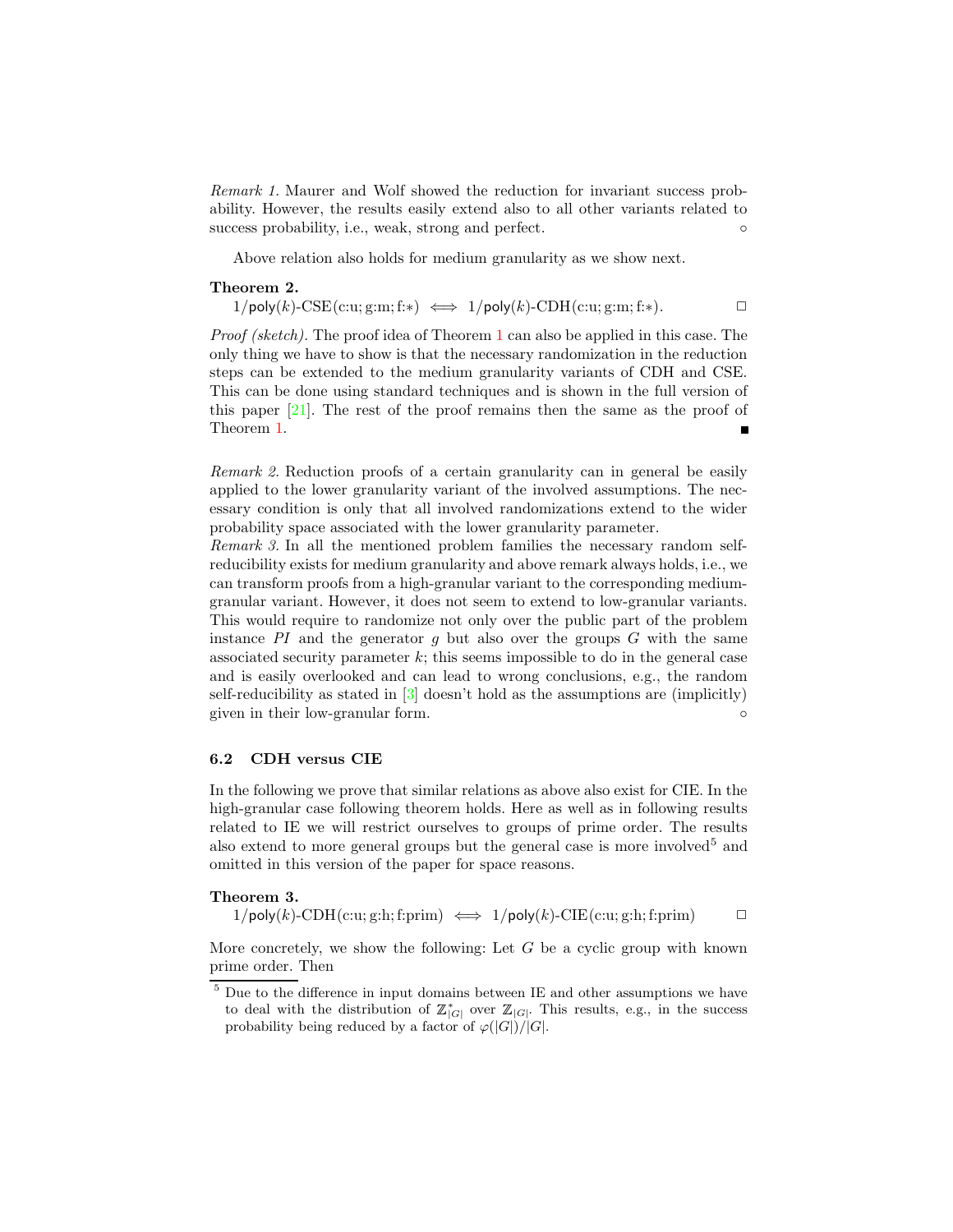*Remark 1.* Maurer and Wolf showed the reduction for invariant success probability. However, the results easily extend also to all other variants related to success probability, i.e., weak, strong and perfect. ◦

Above relation also holds for medium granularity as we show next.

**Theorem 2.**

$1/\mathsf{poly}(k)$-CSE(c:u; g:m; f:∗) $\iff$ $1/\mathsf{poly}(k)$-CDH(c:u; g:m; f:∗). □

*Proof (sketch).* The proof idea of Theorem 1 can also be applied in this case. The only thing we have to show is that the necessary randomization in the reduction steps can be extended to the medium granularity variants of CDH and CSE. This can be done using standard techniques and is shown in the full version of this paper [21]. The rest of the proof remains then the same as the proof of Theorem 1. ■

*Remark 2.* Reduction proofs of a certain granularity can in general be easily applied to the lower granularity variant of the involved assumptions. The necessary condition is only that all involved randomizations extend to the wider probability space associated with the lower granularity parameter.

*Remark 3.* In all the mentioned problem families the necessary random self-reducibility exists for medium granularity and above remark always holds, i.e., we can transform proofs from a high-granular variant to the corresponding medium-granular variant. However, it does not seem to extend to low-granular variants. This would require to randomize not only over the public part of the problem instance $PI$ and the generator $g$ but also over the groups $G$ with the same associated security parameter $k$; this seems impossible to do in the general case and is easily overlooked and can lead to wrong conclusions, e.g., the random self-reducibility as stated in [3] doesn't hold as the assumptions are (implicitly) given in their low-granular form. ◦

### 6.2 CDH versus CIE

In the following we prove that similar relations as above also exist for CIE. In the high-granular case following theorem holds. Here as well as in following results related to IE we will restrict ourselves to groups of prime order. The results also extend to more general groups but the general case is more involved[5] and omitted in this version of the paper for space reasons.

**Theorem 3.**

$1/\mathsf{poly}(k)$-CDH(c:u; g:h; f:prim) $\iff$ $1/\mathsf{poly}(k)$-CIE(c:u; g:h; f:prim) □

More concretely, we show the following: Let $G$ be a cyclic group with known prime order. Then

[5] Due to the difference in input domains between IE and other assumptions we have to deal with the distribution of $\mathbb{Z}^*_{|G|}$ over $\mathbb{Z}_{|G|}$. This results, e.g., in the success probability being reduced by a factor of $\varphi(|G|)/|G|$.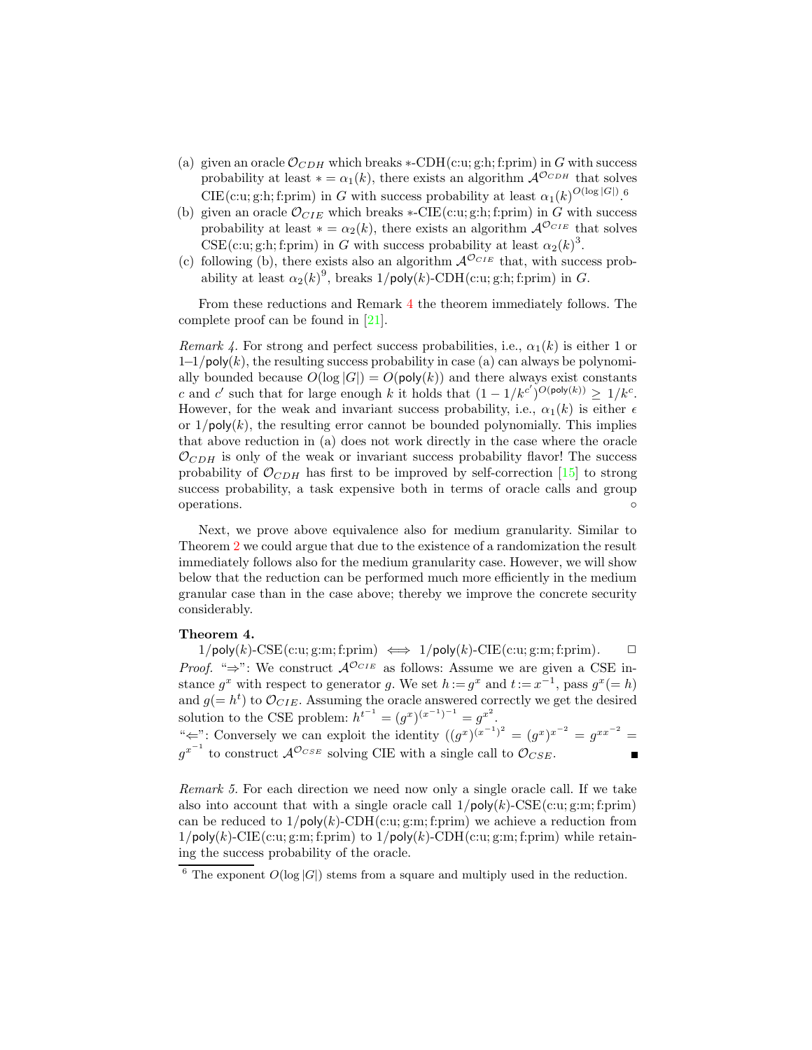(a) given an oracle $\mathcal{O}_{CDH}$ which breaks $*$-CDH(c:u; g:h; f:prim) in $G$ with success probability at least $* = \alpha_1(k)$, there exists an algorithm $\mathcal{A}^{\mathcal{O}_{CDH}}$ that solves CIE(c:u; g:h; f:prim) in $G$ with success probability at least $\alpha_1(k)^{O(\log |G|)}$.[6]

(b) given an oracle $\mathcal{O}_{CIE}$ which breaks $*$-CIE(c:u; g:h; f:prim) in $G$ with success probability at least $* = \alpha_2(k)$, there exists an algorithm $\mathcal{A}^{\mathcal{O}_{CIE}}$ that solves CSE(c:u; g:h; f:prim) in $G$ with success probability at least $\alpha_2(k)^3$.

(c) following (b), there exists also an algorithm $\mathcal{A}^{\mathcal{O}_{CIE}}$ that, with success probability at least $\alpha_2(k)^9$, breaks $1/\mathsf{poly}(k)$-CDH(c:u; g:h; f:prim) in $G$.

From these reductions and Remark 4 the theorem immediately follows. The complete proof can be found in [21].

*Remark 4.* For strong and perfect success probabilities, i.e., $\alpha_1(k)$ is either 1 or $1$–$1/\mathsf{poly}(k)$, the resulting success probability in case (a) can always be polynomially bounded because $O(\log |G|) = O(\mathsf{poly}(k))$ and there always exist constants $c$ and $c'$ such that for large enough $k$ it holds that $(1 - 1/k^{c'})^{O(\mathsf{poly}(k))} \geq 1/k^c$. However, for the weak and invariant success probability, i.e., $\alpha_1(k)$ is either $\epsilon$ or $1/\mathsf{poly}(k)$, the resulting error cannot be bounded polynomially. This implies that above reduction in (a) does not work directly in the case where the oracle $\mathcal{O}_{CDH}$ is only of the weak or invariant success probability flavor! The success probability of $\mathcal{O}_{CDH}$ has first to be improved by self-correction [15] to strong success probability, a task expensive both in terms of oracle calls and group operations. ○

Next, we prove above equivalence also for medium granularity. Similar to Theorem 2 we could argue that due to the existence of a randomization the result immediately follows also for the medium granularity case. However, we will show below that the reduction can be performed much more efficiently in the medium granular case than in the case above; thereby we improve the concrete security considerably.

**Theorem 4.**

$1/\mathsf{poly}(k)$-CSE(c:u; g:m; f:prim) $\iff$ $1/\mathsf{poly}(k)$-CIE(c:u; g:m; f:prim). □

*Proof.* "$\Rightarrow$": We construct $\mathcal{A}^{\mathcal{O}_{CIE}}$ as follows: Assume we are given a CSE instance $g^x$ with respect to generator $g$. We set $h := g^x$ and $t := x^{-1}$, pass $g^x (= h)$ and $g (= h^t)$ to $\mathcal{O}_{CIE}$. Assuming the oracle answered correctly we get the desired solution to the CSE problem: $h^{t^{-1}} = (g^x)^{(x^{-1})^{-1}} = g^{x^2}$.

"$\Leftarrow$": Conversely we can exploit the identity $((g^x)^{(x^{-1})^2} = (g^x)^{x^{-2}} = g^{xx^{-2}} = g^{x^{-1}}$ to construct $\mathcal{A}^{\mathcal{O}_{CSE}}$ solving CIE with a single call to $\mathcal{O}_{CSE}$. ∎

*Remark 5.* For each direction we need now only a single oracle call. If we take also into account that with a single oracle call $1/\mathsf{poly}(k)$-CSE(c:u; g:m; f:prim) can be reduced to $1/\mathsf{poly}(k)$-CDH(c:u; g:m; f:prim) we achieve a reduction from $1/\mathsf{poly}(k)$-CIE(c:u; g:m; f:prim) to $1/\mathsf{poly}(k)$-CDH(c:u; g:m; f:prim) while retaining the success probability of the oracle.

[6] The exponent $O(\log |G|)$ stems from a square and multiply used in the reduction.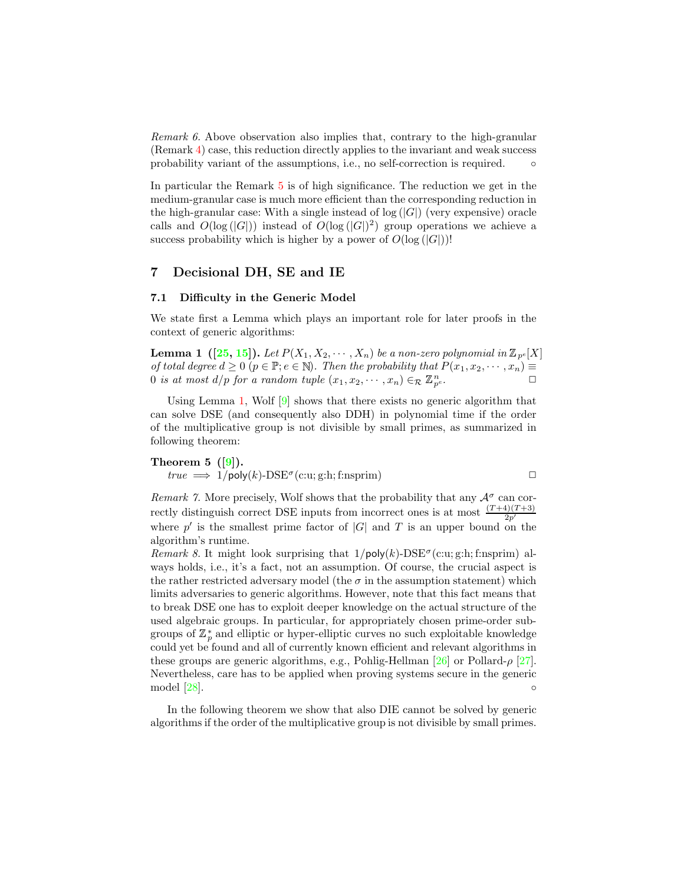*Remark 6.* Above observation also implies that, contrary to the high-granular (Remark 4) case, this reduction directly applies to the invariant and weak success probability variant of the assumptions, i.e., no self-correction is required. ◦

In particular the Remark 5 is of high significance. The reduction we get in the medium-granular case is much more efficient than the corresponding reduction in the high-granular case: With a single instead of $\log(|G|)$ (very expensive) oracle calls and $O(\log(|G|))$ instead of $O(\log(|G|)^2)$ group operations we achieve a success probability which is higher by a power of $O(\log(|G|))$!

## 7 Decisional DH, SE and IE

### 7.1 Difficulty in the Generic Model

We state first a Lemma which plays an important role for later proofs in the context of generic algorithms:

**Lemma 1 ([25, 15]).** *Let $P(X_1, X_2, \cdots, X_n)$ be a non-zero polynomial in $\mathbb{Z}_{p^e}[X]$ of total degree $d \geq 0$ ($p \in \mathbb{P}; e \in \mathbb{N}$). Then the probability that $P(x_1, x_2, \cdots, x_n) \equiv 0$ is at most $d/p$ for a random tuple $(x_1, x_2, \cdots, x_n) \in_{\mathcal{R}} \mathbb{Z}^n_{p^e}$.* □

Using Lemma 1, Wolf [9] shows that there exists no generic algorithm that can solve DSE (and consequently also DDH) in polynomial time if the order of the multiplicative group is not divisible by small primes, as summarized in following theorem:

**Theorem 5 ([9]).**
*true* $\Longrightarrow$ $1/\mathsf{poly}(k)$-DSE$^\sigma$(c:u; g:h; f:nsprim) □

*Remark 7.* More precisely, Wolf shows that the probability that any $\mathcal{A}^\sigma$ can correctly distinguish correct DSE inputs from incorrect ones is at most $\frac{(T+4)(T+3)}{2p'}$ where $p'$ is the smallest prime factor of $|G|$ and $T$ is an upper bound on the algorithm's runtime.

*Remark 8.* It might look surprising that $1/\mathsf{poly}(k)$-DSE$^\sigma$(c:u; g:h; f:nsprim) always holds, i.e., it's a fact, not an assumption. Of course, the crucial aspect is the rather restricted adversary model (the $\sigma$ in the assumption statement) which limits adversaries to generic algorithms. However, note that this fact means that to break DSE one has to exploit deeper knowledge on the actual structure of the used algebraic groups. In particular, for appropriately chosen prime-order subgroups of $\mathbb{Z}^*_p$ and elliptic or hyper-elliptic curves no such exploitable knowledge could yet be found and all of currently known efficient and relevant algorithms in these groups are generic algorithms, e.g., Pohlig-Hellman [26] or Pollard-$\rho$ [27]. Nevertheless, care has to be applied when proving systems secure in the generic model [28]. ◦

In the following theorem we show that also DIE cannot be solved by generic algorithms if the order of the multiplicative group is not divisible by small primes.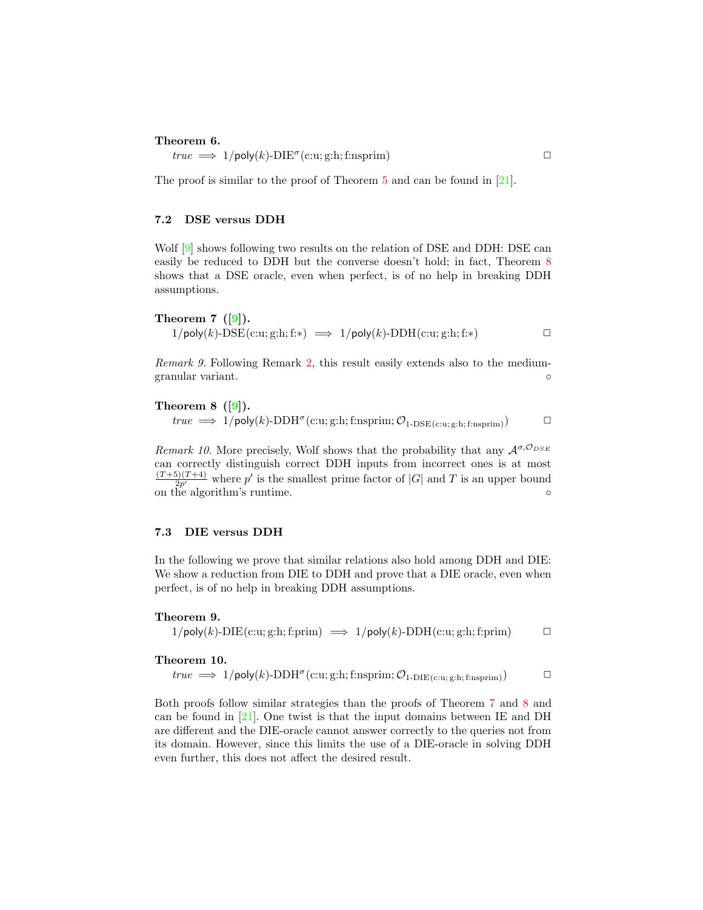**Theorem 6.**
$\mathit{true} \implies 1/\mathsf{poly}(k)\text{-DIE}^{\sigma}(\text{c:u; g:h; f:nsprim})$ □

The proof is similar to the proof of Theorem 5 and can be found in [21].

### 7.2 DSE versus DDH

Wolf [9] shows following two results on the relation of DSE and DDH: DSE can easily be reduced to DDH but the converse doesn't hold; in fact, Theorem 8 shows that a DSE oracle, even when perfect, is of no help in breaking DDH assumptions.

**Theorem 7 ([9]).**
$1/\mathsf{poly}(k)\text{-DSE}(\text{c:u; g:h; f:}*) \implies 1/\mathsf{poly}(k)\text{-DDH}(\text{c:u; g:h; f:}*)$ □

*Remark 9.* Following Remark 2, this result easily extends also to the medium-granular variant. ∘

**Theorem 8 ([9]).**
$\mathit{true} \implies 1/\mathsf{poly}(k)\text{-DDH}^{\sigma}(\text{c:u; g:h; f:nsprim}; \mathcal{O}_{1\text{-DSE}(\text{c:u; g:h; f:nsprim})})$ □

*Remark 10.* More precisely, Wolf shows that the probability that any $\mathcal{A}^{\sigma,\mathcal{O}_{DSE}}$ can correctly distinguish correct DDH inputs from incorrect ones is at most $\frac{(T+5)(T+4)}{2p'}$ where $p'$ is the smallest prime factor of $|G|$ and $T$ is an upper bound on the algorithm's runtime. ∘

### 7.3 DIE versus DDH

In the following we prove that similar relations also hold among DDH and DIE: We show a reduction from DIE to DDH and prove that a DIE oracle, even when perfect, is of no help in breaking DDH assumptions.

**Theorem 9.**
$1/\mathsf{poly}(k)\text{-DIE}(\text{c:u; g:h; f:prim}) \implies 1/\mathsf{poly}(k)\text{-DDH}(\text{c:u; g:h; f:prim})$ □

**Theorem 10.**
$\mathit{true} \implies 1/\mathsf{poly}(k)\text{-DDH}^{\sigma}(\text{c:u; g:h; f:nsprim}; \mathcal{O}_{1\text{-DIE}(\text{c:u; g:h; f:nsprim})})$ □

Both proofs follow similar strategies than the proofs of Theorem 7 and 8 and can be found in [21]. One twist is that the input domains between IE and DH are different and the DIE-oracle cannot answer correctly to the queries not from its domain. However, since this limits the use of a DIE-oracle in solving DDH even further, this does not affect the desired result.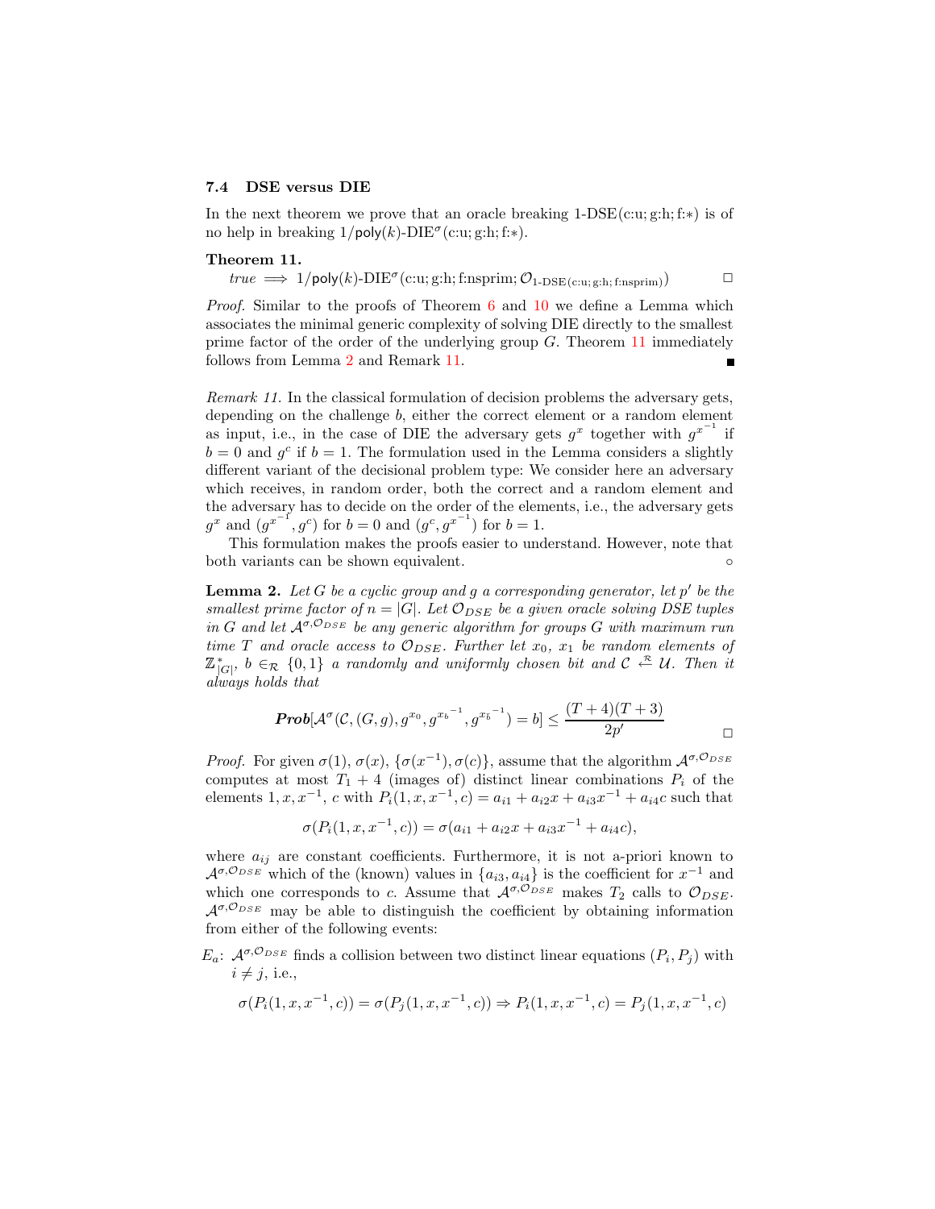### 7.4 DSE versus DIE

In the next theorem we prove that an oracle breaking 1-DSE(c:u; g:h; f:∗) is of no help in breaking $1/\mathsf{poly}(k)$-DIE$^\sigma$(c:u; g:h; f:∗).

**Theorem 11.**

$$true \implies 1/\mathsf{poly}(k)\text{-DIE}^\sigma(\text{c:u; g:h; f:nsprim}; \mathcal{O}_{\text{1-DSE(c:u; g:h; f:nsprim)}}) \qquad \square$$

*Proof.* Similar to the proofs of Theorem 6 and 10 we define a Lemma which associates the minimal generic complexity of solving DIE directly to the smallest prime factor of the order of the underlying group $G$. Theorem 11 immediately follows from Lemma 2 and Remark 11. ■

*Remark 11.* In the classical formulation of decision problems the adversary gets, depending on the challenge $b$, either the correct element or a random element as input, i.e., in the case of DIE the adversary gets $g^x$ together with $g^{x^{-1}}$ if $b = 0$ and $g^c$ if $b = 1$. The formulation used in the Lemma considers a slightly different variant of the decisional problem type: We consider here an adversary which receives, in random order, both the correct and a random element and the adversary has to decide on the order of the elements, i.e., the adversary gets $g^x$ and $(g^{x^{-1}}, g^c)$ for $b = 0$ and $(g^c, g^{x^{-1}})$ for $b = 1$.

This formulation makes the proofs easier to understand. However, note that both variants can be shown equivalent. ◦

**Lemma 2.** *Let $G$ be a cyclic group and $g$ a corresponding generator, let $p'$ be the smallest prime factor of $n = |G|$. Let $\mathcal{O}_{DSE}$ be a given oracle solving DSE tuples in $G$ and let $\mathcal{A}^{\sigma,\mathcal{O}_{DSE}}$ be any generic algorithm for groups $G$ with maximum run time $T$ and oracle access to $\mathcal{O}_{DSE}$. Further let $x_0$, $x_1$ be random elements of $\mathbb{Z}^*_{|G|}$, $b \in_{\mathcal{R}} \{0,1\}$ a randomly and uniformly chosen bit and $\mathcal{C} \overset{\mathcal{R}}{\leftarrow} \mathcal{U}$. Then it always holds that*

$$\textbf{\textit{Prob}}[\mathcal{A}^\sigma(\mathcal{C}, (G, g), g^{x_0}, g^{{x_b}^{-1}}, g^{{x_{\bar{b}}}^{-1}}) = b] \le \frac{(T+4)(T+3)}{2p'} \qquad \square$$

*Proof.* For given $\sigma(1)$, $\sigma(x)$, $\{\sigma(x^{-1}), \sigma(c)\}$, assume that the algorithm $\mathcal{A}^{\sigma,\mathcal{O}_{DSE}}$ computes at most $T_1 + 4$ (images of) distinct linear combinations $P_i$ of the elements $1, x, x^{-1}$, $c$ with $P_i(1, x, x^{-1}, c) = a_{i1} + a_{i2}x + a_{i3}x^{-1} + a_{i4}c$ such that

$$\sigma(P_i(1, x, x^{-1}, c)) = \sigma(a_{i1} + a_{i2}x + a_{i3}x^{-1} + a_{i4}c),$$

where $a_{ij}$ are constant coefficients. Furthermore, it is not a-priori known to $\mathcal{A}^{\sigma,\mathcal{O}_{DSE}}$ which of the (known) values in $\{a_{i3}, a_{i4}\}$ is the coefficient for $x^{-1}$ and which one corresponds to $c$. Assume that $\mathcal{A}^{\sigma,\mathcal{O}_{DSE}}$ makes $T_2$ calls to $\mathcal{O}_{DSE}$. $\mathcal{A}^{\sigma,\mathcal{O}_{DSE}}$ may be able to distinguish the coefficient by obtaining information from either of the following events:

$E_a$: $\mathcal{A}^{\sigma,\mathcal{O}_{DSE}}$ finds a collision between two distinct linear equations $(P_i, P_j)$ with $i \neq j$, i.e.,

$$\sigma(P_i(1, x, x^{-1}, c)) = \sigma(P_j(1, x, x^{-1}, c)) \Rightarrow P_i(1, x, x^{-1}, c) = P_j(1, x, x^{-1}, c)$$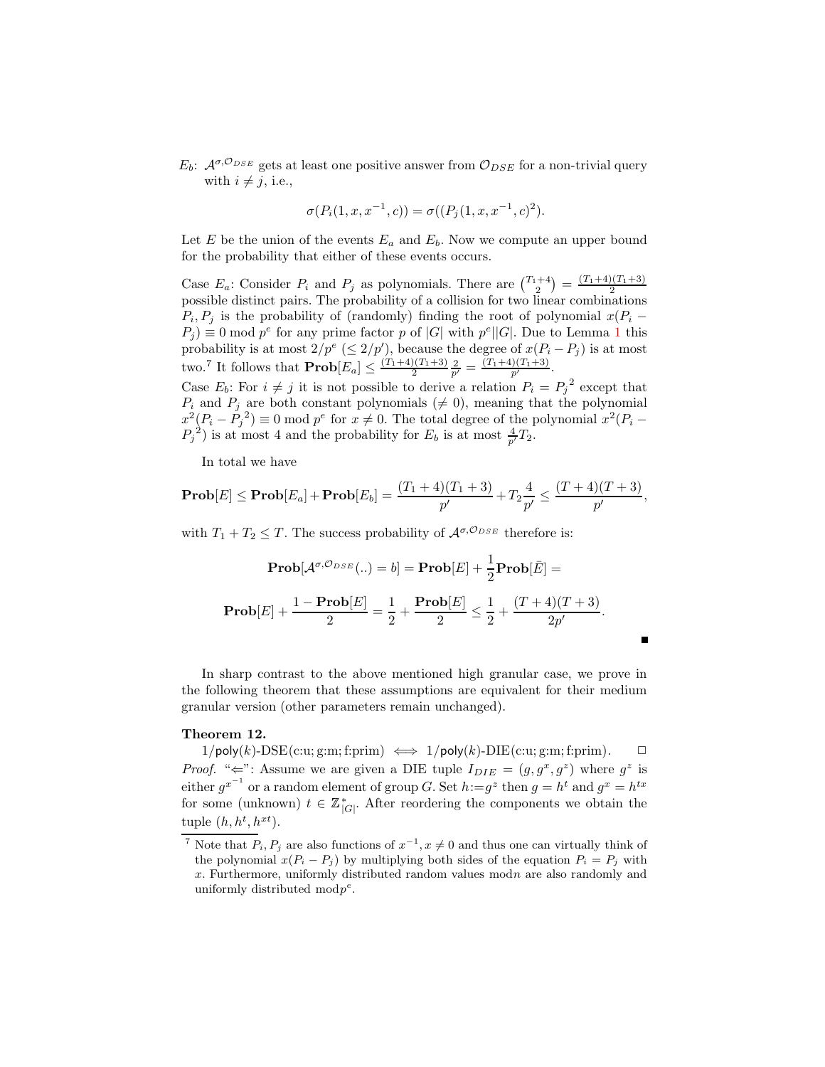$E_b$: $\mathcal{A}^{\sigma,\mathcal{O}_{DSE}}$ gets at least one positive answer from $\mathcal{O}_{DSE}$ for a non-trivial query with $i \neq j$, i.e.,

$$\sigma(P_i(1, x, x^{-1}, c)) = \sigma((P_j(1, x, x^{-1}, c)^2).$$

Let $E$ be the union of the events $E_a$ and $E_b$. Now we compute an upper bound for the probability that either of these events occurs.

Case $E_a$: Consider $P_i$ and $P_j$ as polynomials. There are $\binom{T_1+4}{2} = \frac{(T_1+4)(T_1+3)}{2}$ possible distinct pairs. The probability of a collision for two linear combinations $P_i, P_j$ is the probability of (randomly) finding the root of polynomial $x(P_i - P_j) \equiv 0 \bmod p^e$ for any prime factor $p$ of $|G|$ with $p^e || |G|$. Due to Lemma 1 this probability is at most $2/p^e$ ($\leq 2/p'$), because the degree of $x(P_i - P_j)$ is at most two.[7] It follows that $\mathbf{Prob}[E_a] \leq \frac{(T_1+4)(T_1+3)}{2}\frac{2}{p'} = \frac{(T_1+4)(T_1+3)}{p'}$.

Case $E_b$: For $i \neq j$ it is not possible to derive a relation $P_i = {P_j}^2$ except that $P_i$ and $P_j$ are both constant polynomials ($\neq 0$), meaning that the polynomial $x^2(P_i - {P_j}^2) \equiv 0 \bmod p^e$ for $x \neq 0$. The total degree of the polynomial $x^2(P_i - {P_j}^2)$ is at most 4 and the probability for $E_b$ is at most $\frac{4}{p'}T_2$.

In total we have

$$\mathbf{Prob}[E] \leq \mathbf{Prob}[E_a] + \mathbf{Prob}[E_b] = \frac{(T_1+4)(T_1+3)}{p'} + T_2\frac{4}{p'} \leq \frac{(T+4)(T+3)}{p'},$$

with $T_1 + T_2 \leq T$. The success probability of $\mathcal{A}^{\sigma,\mathcal{O}_{DSE}}$ therefore is:

$$\mathbf{Prob}[\mathcal{A}^{\sigma,\mathcal{O}_{DSE}}(..) = b] = \mathbf{Prob}[E] + \frac{1}{2}\mathbf{Prob}[\bar{E}] =$$

$$\mathbf{Prob}[E] + \frac{1 - \mathbf{Prob}[E]}{2} = \frac{1}{2} + \frac{\mathbf{Prob}[E]}{2} \leq \frac{1}{2} + \frac{(T+4)(T+3)}{2p'}.$$

■

In sharp contrast to the above mentioned high granular case, we prove in the following theorem that these assumptions are equivalent for their medium granular version (other parameters remain unchanged).

**Theorem 12.**
$1/\mathsf{poly}(k)$-DSE(c:u; g:m; f:prim) $\iff$ $1/\mathsf{poly}(k)$-DIE(c:u; g:m; f:prim). □

*Proof.* "$\Leftarrow$": Assume we are given a DIE tuple $I_{DIE} = (g, g^x, g^z)$ where $g^z$ is either $g^{x^{-1}}$ or a random element of group $G$. Set $h := g^z$ then $g = h^t$ and $g^x = h^{tx}$ for some (unknown) $t \in \mathbb{Z}^*_{|G|}$. After reordering the components we obtain the tuple $(h, h^t, h^{xt})$.

[7] Note that $P_i, P_j$ are also functions of $x^{-1}, x \neq 0$ and thus one can virtually think of the polynomial $x(P_i - P_j)$ by multiplying both sides of the equation $P_i = P_j$ with $x$. Furthermore, uniformly distributed random values mod$n$ are also randomly and uniformly distributed mod$p^e$.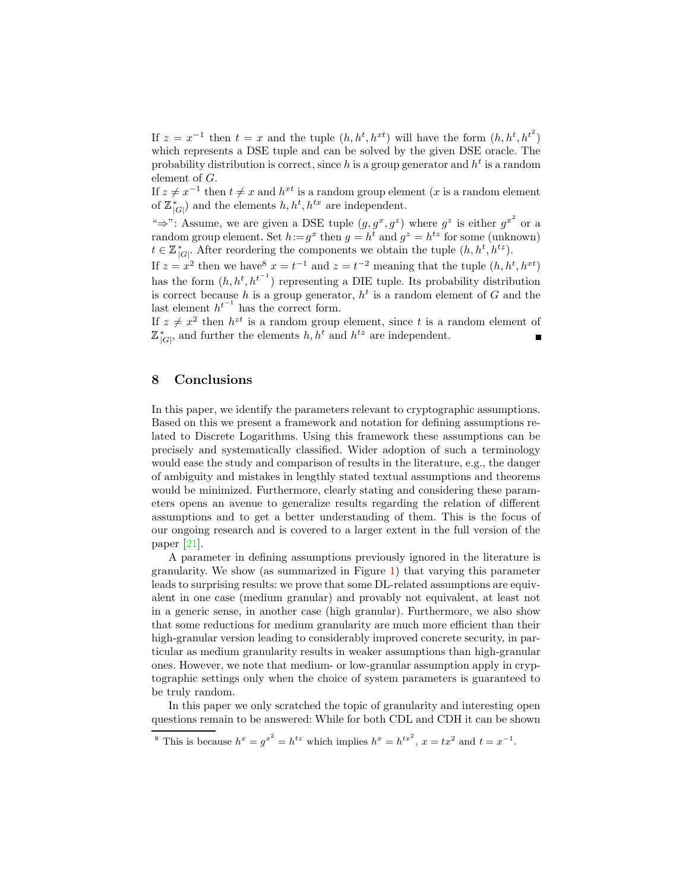If $z = x^{-1}$ then $t = x$ and the tuple $(h, h^t, h^{xt})$ will have the form $(h, h^t, h^{t^2})$ which represents a DSE tuple and can be solved by the given DSE oracle. The probability distribution is correct, since $h$ is a group generator and $h^t$ is a random element of $G$.

If $z \neq x^{-1}$ then $t \neq x$ and $h^{xt}$ is a random group element ($x$ is a random element of $\mathbb{Z}^*_{|G|}$) and the elements $h, h^t, h^{tx}$ are independent.

"⇒": Assume, we are given a DSE tuple $(g, g^x, g^z)$ where $g^z$ is either $g^{x^2}$ or a random group element. Set $h := g^x$ then $g = h^t$ and $g^z = h^{tz}$ for some (unknown) $t \in \mathbb{Z}^*_{|G|}$. After reordering the components we obtain the tuple $(h, h^t, h^{tz})$.

If $z = x^2$ then we have[8] $x = t^{-1}$ and $z = t^{-2}$ meaning that the tuple $(h, h^t, h^{xt})$ has the form $(h, h^t, h^{t^{-1}})$ representing a DIE tuple. Its probability distribution is correct because $h$ is a group generator, $h^t$ is a random element of $G$ and the last element $h^{t^{-1}}$ has the correct form.

If $z \neq x^2$ then $h^{zt}$ is a random group element, since $t$ is a random element of $\mathbb{Z}^*_{|G|}$, and further the elements $h, h^t$ and $h^{tz}$ are independent. ∎

## 8 Conclusions

In this paper, we identify the parameters relevant to cryptographic assumptions. Based on this we present a framework and notation for defining assumptions related to Discrete Logarithms. Using this framework these assumptions can be precisely and systematically classified. Wider adoption of such a terminology would ease the study and comparison of results in the literature, e.g., the danger of ambiguity and mistakes in lengthly stated textual assumptions and theorems would be minimized. Furthermore, clearly stating and considering these parameters opens an avenue to generalize results regarding the relation of different assumptions and to get a better understanding of them. This is the focus of our ongoing research and is covered to a larger extent in the full version of the paper [21].

A parameter in defining assumptions previously ignored in the literature is granularity. We show (as summarized in Figure 1) that varying this parameter leads to surprising results: we prove that some DL-related assumptions are equivalent in one case (medium granular) and provably not equivalent, at least not in a generic sense, in another case (high granular). Furthermore, we also show that some reductions for medium granularity are much more efficient than their high-granular version leading to considerably improved concrete security, in particular as medium granularity results in weaker assumptions than high-granular ones. However, we note that medium- or low-granular assumption apply in cryptographic settings only when the choice of system parameters is guaranteed to be truly random.

In this paper we only scratched the topic of granularity and interesting open questions remain to be answered: While for both CDL and CDH it can be shown

[8] This is because $h^x = g^{x^2} = h^{tz}$ which implies $h^x = h^{tx^2}$, $x = tx^2$ and $t = x^{-1}$.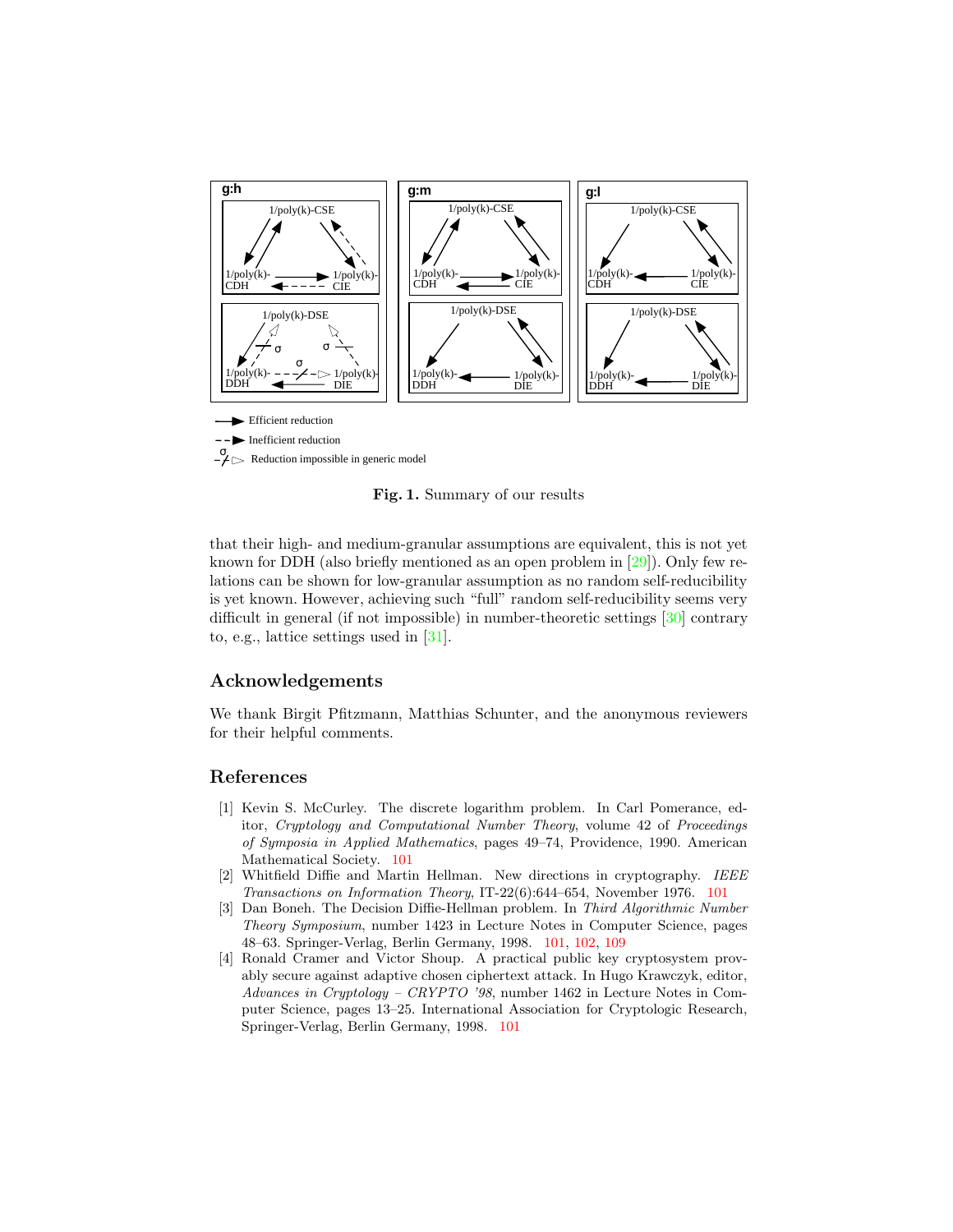Fig. 1. Summary of our results

that their high- and medium-granular assumptions are equivalent, this is not yet known for DDH (also briefly mentioned as an open problem in [29]). Only few relations can be shown for low-granular assumption as no random self-reducibility is yet known. However, achieving such "full" random self-reducibility seems very difficult in general (if not impossible) in number-theoretic settings [30] contrary to, e.g., lattice settings used in [31].

## Acknowledgements

We thank Birgit Pfitzmann, Matthias Schunter, and the anonymous reviewers for their helpful comments.

## References

[1] Kevin S. McCurley. The discrete logarithm problem. In Carl Pomerance, editor, *Cryptology and Computational Number Theory*, volume 42 of *Proceedings of Symposia in Applied Mathematics*, pages 49–74, Providence, 1990. American Mathematical Society. 101

[2] Whitfield Diffie and Martin Hellman. New directions in cryptography. *IEEE Transactions on Information Theory*, IT-22(6):644–654, November 1976. 101

[3] Dan Boneh. The Decision Diffie-Hellman problem. In *Third Algorithmic Number Theory Symposium*, number 1423 in Lecture Notes in Computer Science, pages 48–63. Springer-Verlag, Berlin Germany, 1998. 101, 102, 109

[4] Ronald Cramer and Victor Shoup. A practical public key cryptosystem provably secure against adaptive chosen ciphertext attack. In Hugo Krawczyk, editor, *Advances in Cryptology – CRYPTO '98*, number 1462 in Lecture Notes in Computer Science, pages 13–25. International Association for Cryptologic Research, Springer-Verlag, Berlin Germany, 1998. 101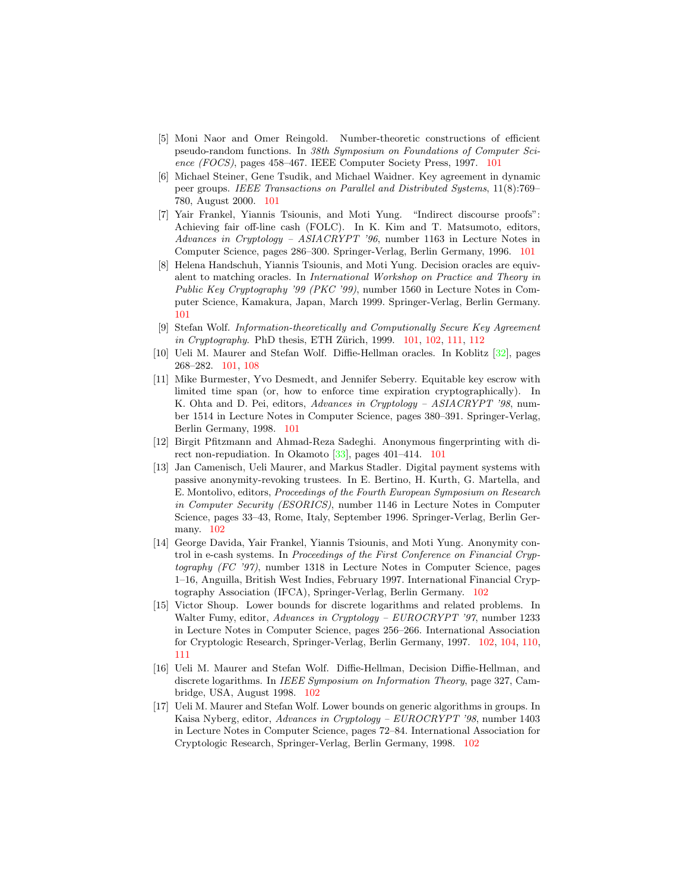[5] Moni Naor and Omer Reingold. Number-theoretic constructions of efficient pseudo-random functions. In *38th Symposium on Foundations of Computer Science (FOCS)*, pages 458–467. IEEE Computer Society Press, 1997. 101

[6] Michael Steiner, Gene Tsudik, and Michael Waidner. Key agreement in dynamic peer groups. *IEEE Transactions on Parallel and Distributed Systems*, 11(8):769–780, August 2000. 101

[7] Yair Frankel, Yiannis Tsiounis, and Moti Yung. "Indirect discourse proofs": Achieving fair off-line cash (FOLC). In K. Kim and T. Matsumoto, editors, *Advances in Cryptology – ASIACRYPT '96*, number 1163 in Lecture Notes in Computer Science, pages 286–300. Springer-Verlag, Berlin Germany, 1996. 101

[8] Helena Handschuh, Yiannis Tsiounis, and Moti Yung. Decision oracles are equivalent to matching oracles. In *International Workshop on Practice and Theory in Public Key Cryptography '99 (PKC '99)*, number 1560 in Lecture Notes in Computer Science, Kamakura, Japan, March 1999. Springer-Verlag, Berlin Germany. 101

[9] Stefan Wolf. *Information-theoretically and Computionally Secure Key Agreement in Cryptography*. PhD thesis, ETH Zürich, 1999. 101, 102, 111, 112

[10] Ueli M. Maurer and Stefan Wolf. Diffie-Hellman oracles. In Koblitz [32], pages 268–282. 101, 108

[11] Mike Burmester, Yvo Desmedt, and Jennifer Seberry. Equitable key escrow with limited time span (or, how to enforce time expiration cryptographically). In K. Ohta and D. Pei, editors, *Advances in Cryptology – ASIACRYPT '98*, number 1514 in Lecture Notes in Computer Science, pages 380–391. Springer-Verlag, Berlin Germany, 1998. 101

[12] Birgit Pfitzmann and Ahmad-Reza Sadeghi. Anonymous fingerprinting with direct non-repudiation. In Okamoto [33], pages 401–414. 101

[13] Jan Camenisch, Ueli Maurer, and Markus Stadler. Digital payment systems with passive anonymity-revoking trustees. In E. Bertino, H. Kurth, G. Martella, and E. Montolivo, editors, *Proceedings of the Fourth European Symposium on Research in Computer Security (ESORICS)*, number 1146 in Lecture Notes in Computer Science, pages 33–43, Rome, Italy, September 1996. Springer-Verlag, Berlin Germany. 102

[14] George Davida, Yair Frankel, Yiannis Tsiounis, and Moti Yung. Anonymity control in e-cash systems. In *Proceedings of the First Conference on Financial Cryptography (FC '97)*, number 1318 in Lecture Notes in Computer Science, pages 1–16, Anguilla, British West Indies, February 1997. International Financial Cryptography Association (IFCA), Springer-Verlag, Berlin Germany. 102

[15] Victor Shoup. Lower bounds for discrete logarithms and related problems. In Walter Fumy, editor, *Advances in Cryptology – EUROCRYPT '97*, number 1233 in Lecture Notes in Computer Science, pages 256–266. International Association for Cryptologic Research, Springer-Verlag, Berlin Germany, 1997. 102, 104, 110, 111

[16] Ueli M. Maurer and Stefan Wolf. Diffie-Hellman, Decision Diffie-Hellman, and discrete logarithms. In *IEEE Symposium on Information Theory*, page 327, Cambridge, USA, August 1998. 102

[17] Ueli M. Maurer and Stefan Wolf. Lower bounds on generic algorithms in groups. In Kaisa Nyberg, editor, *Advances in Cryptology – EUROCRYPT '98*, number 1403 in Lecture Notes in Computer Science, pages 72–84. International Association for Cryptologic Research, Springer-Verlag, Berlin Germany, 1998. 102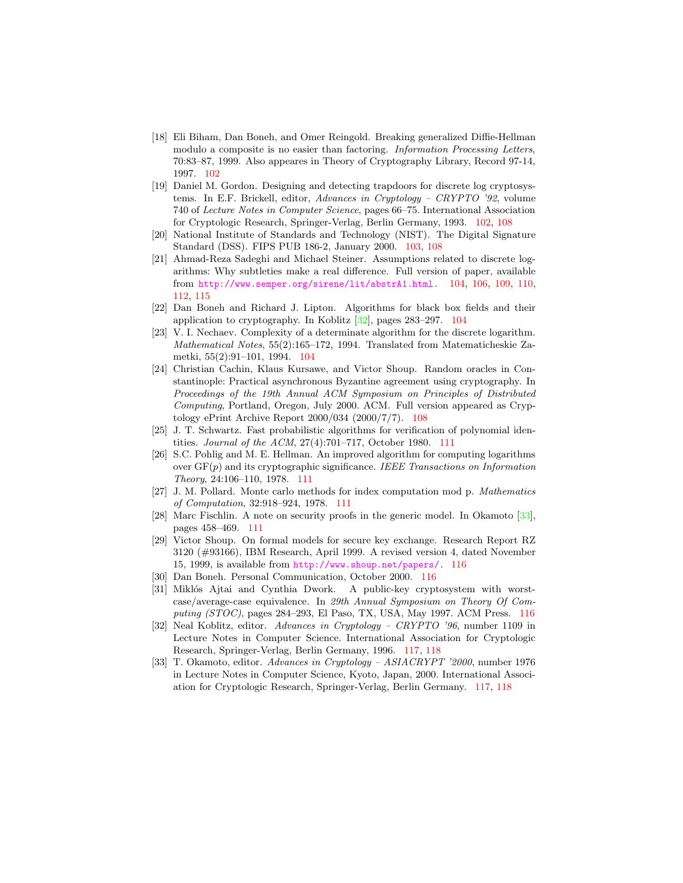[18] Eli Biham, Dan Boneh, and Omer Reingold. Breaking generalized Diffie-Hellman modulo a composite is no easier than factoring. *Information Processing Letters*, 70:83–87, 1999. Also appeares in Theory of Cryptography Library, Record 97-14, 1997. 102

[19] Daniel M. Gordon. Designing and detecting trapdoors for discrete log cryptosystems. In E.F. Brickell, editor, *Advances in Cryptology – CRYPTO '92*, volume 740 of *Lecture Notes in Computer Science*, pages 66–75. International Association for Cryptologic Research, Springer-Verlag, Berlin Germany, 1993. 102, 108

[20] National Institute of Standards and Technology (NIST). The Digital Signature Standard (DSS). FIPS PUB 186-2, January 2000. 103, 108

[21] Ahmad-Reza Sadeghi and Michael Steiner. Assumptions related to discrete logarithms: Why subtleties make a real difference. Full version of paper, available from `http://www.semper.org/sirene/lit/abstrA1.html`. 104, 106, 109, 110, 112, 115

[22] Dan Boneh and Richard J. Lipton. Algorithms for black box fields and their application to cryptography. In Koblitz [32], pages 283–297. 104

[23] V. I. Nechaev. Complexity of a determinate algorithm for the discrete logarithm. *Mathematical Notes*, 55(2):165–172, 1994. Translated from Matematicheskie Zametki, 55(2):91–101, 1994. 104

[24] Christian Cachin, Klaus Kursawe, and Victor Shoup. Random oracles in Constantinople: Practical asynchronous Byzantine agreement using cryptography. In *Proceedings of the 19th Annual ACM Symposium on Principles of Distributed Computing*, Portland, Oregon, July 2000. ACM. Full version appeared as Cryptology ePrint Archive Report 2000/034 (2000/7/7). 108

[25] J. T. Schwartz. Fast probabilistic algorithms for verification of polynomial identities. *Journal of the ACM*, 27(4):701–717, October 1980. 111

[26] S.C. Pohlig and M. E. Hellman. An improved algorithm for computing logarithms over GF($p$) and its cryptographic significance. *IEEE Transactions on Information Theory*, 24:106–110, 1978. 111

[27] J. M. Pollard. Monte carlo methods for index computation mod p. *Mathematics of Computation*, 32:918–924, 1978. 111

[28] Marc Fischlin. A note on security proofs in the generic model. In Okamoto [33], pages 458–469. 111

[29] Victor Shoup. On formal models for secure key exchange. Research Report RZ 3120 (#93166), IBM Research, April 1999. A revised version 4, dated November 15, 1999, is available from `http://www.shoup.net/papers/`. 116

[30] Dan Boneh. Personal Communication, October 2000. 116

[31] Miklós Ajtai and Cynthia Dwork. A public-key cryptosystem with worst-case/average-case equivalence. In *29th Annual Symposium on Theory Of Computing (STOC)*, pages 284–293, El Paso, TX, USA, May 1997. ACM Press. 116

[32] Neal Koblitz, editor. *Advances in Cryptology – CRYPTO '96*, number 1109 in Lecture Notes in Computer Science. International Association for Cryptologic Research, Springer-Verlag, Berlin Germany, 1996. 117, 118

[33] T. Okamoto, editor. *Advances in Cryptology – ASIACRYPT '2000*, number 1976 in Lecture Notes in Computer Science, Kyoto, Japan, 2000. International Association for Cryptologic Research, Springer-Verlag, Berlin Germany. 117, 118